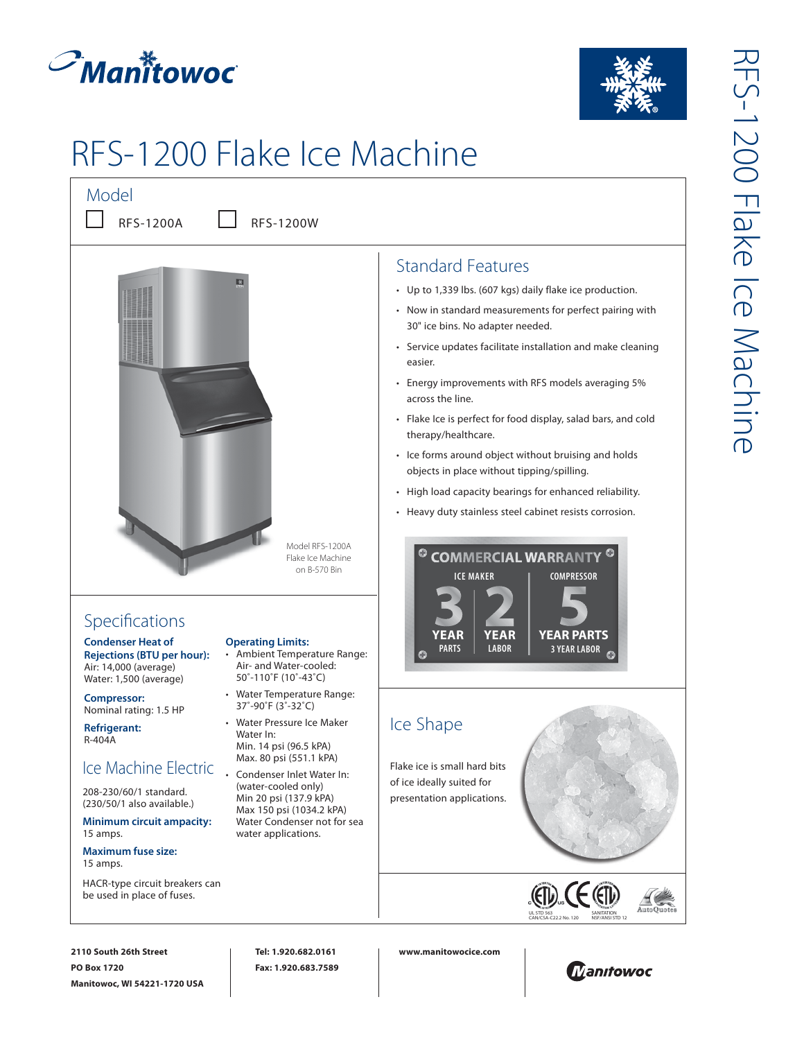# RFS-1200 Flake Ice Machine

## Model

- [ ] RFS-1200A
- [ ] RFS-1200W

Model RFS-1200A Flake Ice Machine on B-570 Bin

## Standard Features

- Up to 1,339 lbs. (607 kgs) daily flake ice production.
- Now in standard measurements for perfect pairing with 30" ice bins. No adapter needed.
- Service updates facilitate installation and make cleaning easier.
- Energy improvements with RFS models averaging 5% across the line.
- Flake Ice is perfect for food display, salad bars, and cold therapy/healthcare.
- Ice forms around object without bruising and holds objects in place without tipping/spilling.
- High load capacity bearings for enhanced reliability.
- Heavy duty stainless steel cabinet resists corrosion.

**COMMERCIAL WARRANTY**

| ICE MAKER | | COMPRESSOR |
|---|---|---|
| 3 YEAR PARTS | 2 YEAR LABOR | 5 YEAR PARTS 3 YEAR LABOR |

## Specifications

**Condenser Heat of Rejections (BTU per hour):**
Air: 14,000 (average)
Water: 1,500 (average)

**Compressor:**
Nominal rating: 1.5 HP

**Refrigerant:**
R-404A

**Operating Limits:**

- Ambient Temperature Range:
  Air- and Water-cooled:
  50˚-110˚F (10˚-43˚C)
- Water Temperature Range:
  37˚-90˚F (3˚-32˚C)
- Water Pressure Ice Maker Water In:
  Min. 14 psi (96.5 kPA)
  Max. 80 psi (551.1 kPA)
- Condenser Inlet Water In: (water-cooled only)
  Min 20 psi (137.9 kPA)
  Max 150 psi (1034.2 kPA)
  Water Condenser not for sea water applications.

## Ice Machine Electric

208-230/60/1 standard.
(230/50/1 also available.)

**Minimum circuit ampacity:**
15 amps.

**Maximum fuse size:**
15 amps.

HACR-type circuit breakers can be used in place of fuses.

## Ice Shape

Flake ice is small hard bits of ice ideally suited for presentation applications.

UL STD 563 CAN/CSA-C22.2 No. 120 | SANITATION NSF/ANSI STD 12

**2110 South 26th Street**
**PO Box 1720**
**Manitowoc, WI 54221-1720 USA**

**Tel: 1.920.682.0161**
**Fax: 1.920.683.7589**

**www.manitowocice.com**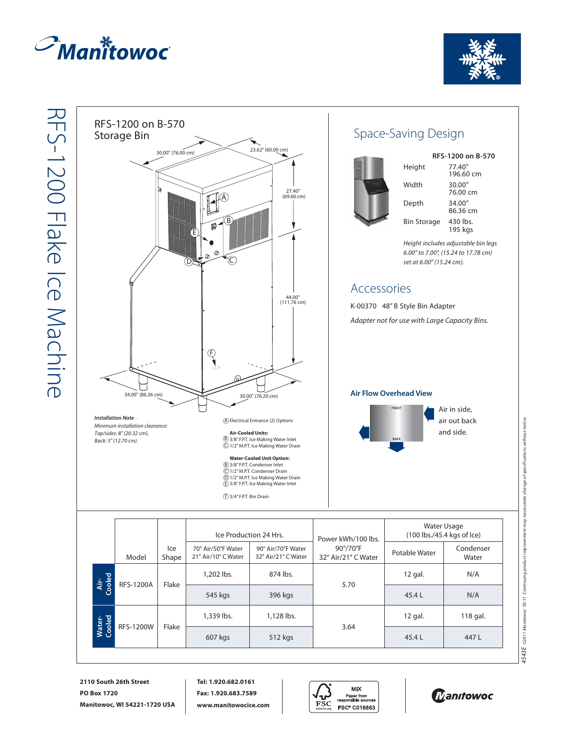# RFS-1200 Flake Ice Machine

## RFS-1200 on B-570 Storage Bin

30.00" (76.00 cm)
23.62" (60.00 cm)
27.40" (69.60 cm)
44.00" (111.76 cm)
34.00" (86.36 cm)
30.00" (76.20 cm)

***Installation Note** -*
*Minimum installation clearance:*
*Top/sides: 8" (20.32 cm),*
*Back: 5" (12.70 cm).*

Ⓐ Electrical Entrance (2) Options

**Air-Cooled Units:**
Ⓑ 3/8" F.P.T. Ice Making Water Inlet
Ⓒ 1/2" M.P.T. Ice Making Water Drain

**Water-Cooled Unit Option:**
Ⓑ 3/8" F.P.T. Condenser Inlet
Ⓒ 1/2" M.P.T. Condenser Drain
Ⓓ 1/2" M.P.T. Ice Making Water Drain
Ⓔ 3/8" F.P.T. Ice Making Water Inlet

Ⓕ 3/4" F.P.T. Bin Drain

## Space-Saving Design

| | RFS-1200 on B-570 |
|---|---|
| Height | 77.40" 196.60 cm |
| Width | 30.00" 76.00 cm |
| Depth | 34.00" 86.36 cm |
| Bin Storage | 430 lbs. 195 kgs |

*Height includes adjustable bin legs 6.00" to 7.00", (15.24 to 17.78 cm) set at 6.00" (15.24 cm).*

## Accessories

K-00370 48" B Style Bin Adapter

*Adapter not for use with Large Capacity Bins.*

### Air Flow Overhead View

FRONT
BACK

Air in side, air out back and side.

| | Model | Ice Shape | Ice Production 24 Hrs. | | Power kWh/100 lbs. | Water Usage (100 lbs./45.4 kgs of Ice) | |
|---|---|---|---|---|---|---|---|
| | | | 70° Air/50°F Water 21° Air/10° C Water | 90° Air/70°F Water 32° Air/21° C Water | 90°/70°F 32° Air/21° C Water | Potable Water | Condenser Water |
| Air-Cooled | RFS-1200A | Flake | 1,202 lbs. | 874 lbs. | 5.70 | 12 gal. | N/A |
| | | | 545 kgs | 396 kgs | | 45.4 L | N/A |
| Water-Cooled | RFS-1200W | Flake | 1,339 lbs. | 1,128 lbs. | 3.64 | 12 gal. | 118 gal. |
| | | | 607 kgs | 512 kgs | | 45.4 L | 447 L |

*4543E ©2011 Manitowoc 10/11 Continuing product improvement may necessitate change of specifications without notice.*

**2110 South 26th Street**
**PO Box 1720**
**Manitowoc, WI 54221-1720 USA**

**Tel: 1.920.682.0161**
**Fax: 1.920.683.7589**
**www.manitowocice.com**

MIX Paper from responsible sources FSC® C016863